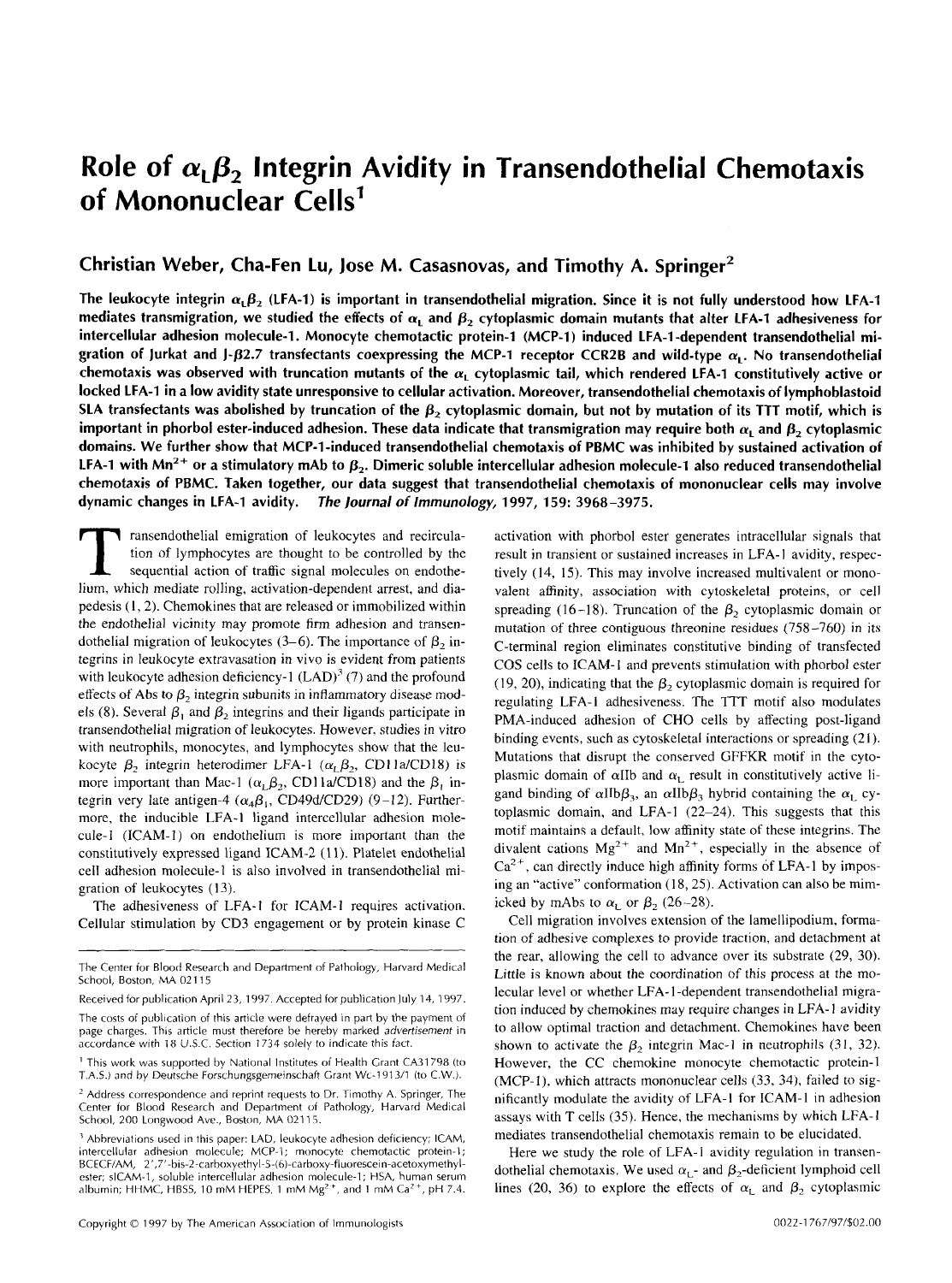# Role of $\alpha_L\beta_2$ Integrin Avidity in Transendothelial Chemotaxis of Mononuclear Cells[1]

**Christian Weber, Cha-Fen Lu, Jose M. Casasnovas, and Timothy A. Springer[2]**

**The leukocyte integrin $\alpha_L\beta_2$ (LFA-1) is important in transendothelial migration. Since it is not fully understood how LFA-1 mediates transmigration, we studied the effects of $\alpha_L$ and $\beta_2$ cytoplasmic domain mutants that alter LFA-1 adhesiveness for intercellular adhesion molecule-1. Monocyte chemotactic protein-1 (MCP-1) induced LFA-1-dependent transendothelial migration of Jurkat and J-$\beta$2.7 transfectants coexpressing the MCP-1 receptor CCR2B and wild-type $\alpha_L$. No transendothelial chemotaxis was observed with truncation mutants of the $\alpha_L$ cytoplasmic tail, which rendered LFA-1 constitutively active or locked LFA-1 in a low avidity state unresponsive to cellular activation. Moreover, transendothelial chemotaxis of lymphoblastoid SLA transfectants was abolished by truncation of the $\beta_2$ cytoplasmic domain, but not by mutation of its TTT motif, which is important in phorbol ester-induced adhesion. These data indicate that transmigration may require both $\alpha_L$ and $\beta_2$ cytoplasmic domains. We further show that MCP-1-induced transendothelial chemotaxis of PBMC was inhibited by sustained activation of LFA-1 with $Mn^{2+}$ or a stimulatory mAb to $\beta_2$. Dimeric soluble intercellular adhesion molecule-1 also reduced transendothelial chemotaxis of PBMC. Taken together, our data suggest that transendothelial chemotaxis of mononuclear cells may involve dynamic changes in LFA-1 avidity.** *The Journal of Immunology,* 1997, 159: 3968–3975.

Transendothelial emigration of leukocytes and recirculation of lymphocytes are thought to be controlled by the sequential action of traffic signal molecules on endothelium, which mediate rolling, activation-dependent arrest, and diapedesis (1, 2). Chemokines that are released or immobilized within the endothelial vicinity may promote firm adhesion and transendothelial migration of leukocytes (3–6). The importance of $\beta_2$ integrins in leukocyte extravasation in vivo is evident from patients with leukocyte adhesion deficiency-1 (LAD)[3] (7) and the profound effects of Abs to $\beta_2$ integrin subunits in inflammatory disease models (8). Several $\beta_1$ and $\beta_2$ integrins and their ligands participate in transendothelial migration of leukocytes. However, studies in vitro with neutrophils, monocytes, and lymphocytes show that the leukocyte $\beta_2$ integrin heterodimer LFA-1 ($\alpha_L\beta_2$, CD11a/CD18) is more important than Mac-1 ($\alpha_L\beta_2$, CD11a/CD18) and the $\beta_1$ integrin very late antigen-4 ($\alpha_4\beta_1$, CD49d/CD29) (9–12). Furthermore, the inducible LFA-1 ligand intercellular adhesion molecule-1 (ICAM-1) on endothelium is more important than the constitutively expressed ligand ICAM-2 (11). Platelet endothelial cell adhesion molecule-1 is also involved in transendothelial migration of leukocytes (13).

The adhesiveness of LFA-1 for ICAM-1 requires activation. Cellular stimulation by CD3 engagement or by protein kinase C activation with phorbol ester generates intracellular signals that result in transient or sustained increases in LFA-1 avidity, respectively (14, 15). This may involve increased multivalent or monovalent affinity, association with cytoskeletal proteins, or cell spreading (16–18). Truncation of the $\beta_2$ cytoplasmic domain or mutation of three contiguous threonine residues (758–760) in its C-terminal region eliminates constitutive binding of transfected COS cells to ICAM-1 and prevents stimulation with phorbol ester (19, 20), indicating that the $\beta_2$ cytoplasmic domain is required for regulating LFA-1 adhesiveness. The TTT motif also modulates PMA-induced adhesion of CHO cells by affecting post-ligand binding events, such as cytoskeletal interactions or spreading (21). Mutations that disrupt the conserved GFFKR motif in the cytoplasmic domain of $\alpha$IIb and $\alpha_L$ result in constitutively active ligand binding of $\alpha$IIb$\beta_3$, an $\alpha$IIb$\beta_3$ hybrid containing the $\alpha_L$ cytoplasmic domain, and LFA-1 (22–24). This suggests that this motif maintains a default, low affinity state of these integrins. The divalent cations $Mg^{2+}$ and $Mn^{2+}$, especially in the absence of $Ca^{2+}$, can directly induce high affinity forms of LFA-1 by imposing an "active" conformation (18, 25). Activation can also be mimicked by mAbs to $\alpha_L$ or $\beta_2$ (26–28).

Cell migration involves extension of the lamellipodium, formation of adhesive complexes to provide traction, and detachment at the rear, allowing the cell to advance over its substrate (29, 30). Little is known about the coordination of this process at the molecular level or whether LFA-1-dependent transendothelial migration induced by chemokines may require changes in LFA-1 avidity to allow optimal traction and detachment. Chemokines have been shown to activate the $\beta_2$ integrin Mac-1 in neutrophils (31, 32). However, the CC chemokine monocyte chemotactic protein-1 (MCP-1), which attracts mononuclear cells (33, 34), failed to significantly modulate the avidity of LFA-1 for ICAM-1 in adhesion assays with T cells (35). Hence, the mechanisms by which LFA-1 mediates transendothelial chemotaxis remain to be elucidated.

Here we study the role of LFA-1 avidity regulation in transendothelial chemotaxis. We used $\alpha_L$- and $\beta_2$-deficient lymphoid cell lines (20, 36) to explore the effects of $\alpha_L$ and $\beta_2$ cytoplasmic

---

The Center for Blood Research and Department of Pathology, Harvard Medical School, Boston, MA 02115

Received for publication April 23, 1997. Accepted for publication July 14, 1997.

The costs of publication of this article were defrayed in part by the payment of page charges. This article must therefore be hereby marked *advertisement* in accordance with 18 U.S.C. Section 1734 solely to indicate this fact.

[1] This work was supported by National Institutes of Health Grant CA31798 (to T.A.S.) and by Deutsche Forschungsgemeinschaft Grant We-1913/1 (to C.W.).

[2] Address correspondence and reprint requests to Dr. Timothy A. Springer, The Center for Blood Research and Department of Pathology, Harvard Medical School, 200 Longwood Ave., Boston, MA 02115.

[3] Abbreviations used in this paper: LAD, leukocyte adhesion deficiency; ICAM, intercellular adhesion molecule; MCP-1; monocyte chemotactic protein-1; BCECF/AM, 2',7'-bis-2-carboxyethyl-5-(6)-carboxy-fluorescein-acetoxymethylester; sICAM-1, soluble intercellular adhesion molecule-1; HSA, human serum albumin; HHMC, HBSS, 10 mM HEPES, 1 mM $Mg^{2+}$, and 1 mM $Ca^{2+}$, pH 7.4.

Copyright © 1997 by The American Association of Immunologists 0022-1767/97/$02.00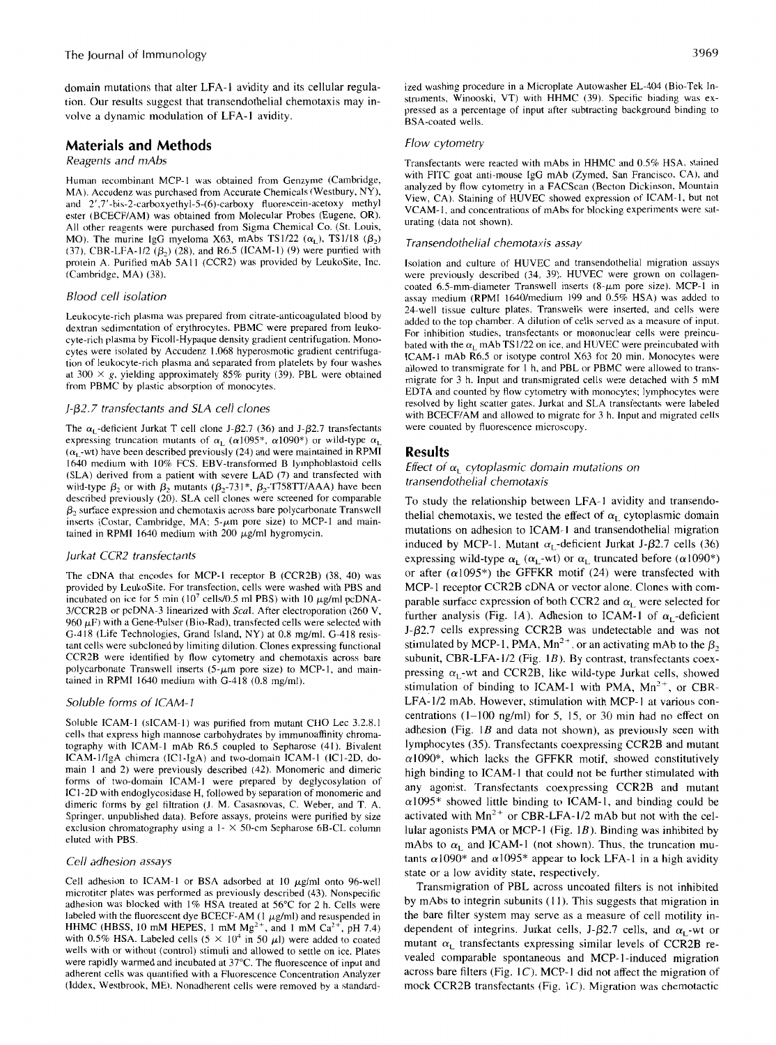domain mutations that alter LFA-1 avidity and its cellular regulation. Our results suggest that transendothelial chemotaxis may involve a dynamic modulation of LFA-1 avidity.

## Materials and Methods

### Reagents and mAbs

Human recombinant MCP-1 was obtained from Genzyme (Cambridge, MA). Accudenz was purchased from Accurate Chemicals (Westbury, NY), and 2',7'-bis-2-carboxyethyl-5-(6)-carboxy fluorescein-acetoxy methyl ester (BCECF/AM) was obtained from Molecular Probes (Eugene, OR). All other reagents were purchased from Sigma Chemical Co. (St. Louis, MO). The murine IgG myeloma X63, mAbs TS1/22 ($\alpha_L$), TS1/18 ($\beta_2$) (37), CBR-LFA-1/2 ($\beta_2$) (28), and R6.5 (ICAM-1) (9) were purified with protein A. Purified mAb 5A11 (CCR2) was provided by LeukoSite, Inc. (Cambridge, MA) (38).

### Blood cell isolation

Leukocyte-rich plasma was prepared from citrate-anticoagulated blood by dextran sedimentation of erythrocytes. PBMC were prepared from leukocyte-rich plasma by Ficoll-Hypaque density gradient centrifugation. Monocytes were isolated by Accudenz 1.068 hyperosmotic gradient centrifugation of leukocyte-rich plasma and separated from platelets by four washes at 300 × g, yielding approximately 85% purity (39). PBL were obtained from PBMC by plastic absorption of monocytes.

### J-β2.7 transfectants and SLA cell clones

The $\alpha_L$-deficient Jurkat T cell clone J-β2.7 (36) and J-β2.7 transfectants expressing truncation mutants of $\alpha_L$ (α1095*, α1090*) or wild-type $\alpha_L$ ($\alpha_L$-wt) have been described previously (24) and were maintained in RPMI 1640 medium with 10% FCS. EBV-transformed B lymphoblastoid cells (SLA) derived from a patient with severe LAD (7) and transfected with wild-type $\beta_2$ or with $\beta_2$ mutants ($\beta_2$-731*, $\beta_2$-T758TT/AAA) have been described previously (20). SLA cell clones were screened for comparable $\beta_2$ surface expression and chemotaxis across bare polycarbonate Transwell inserts (Costar, Cambridge, MA; 5-μm pore size) to MCP-1 and maintained in RPMI 1640 medium with 200 μg/ml hygromycin.

### Jurkat CCR2 transfectants

The cDNA that encodes for MCP-1 receptor B (CCR2B) (38, 40) was provided by LeukoSite. For transfection, cells were washed with PBS and incubated on ice for 5 min ($10^7$ cells/0.5 ml PBS) with 10 μg/ml pcDNA-3/CCR2B or pcDNA-3 linearized with *ScaI*. After electroporation (260 V, 960 μF) with a Gene-Pulser (Bio-Rad), transfected cells were selected with G-418 (Life Technologies, Grand Island, NY) at 0.8 mg/ml. G-418 resistant cells were subcloned by limiting dilution. Clones expressing functional CCR2B were identified by flow cytometry and chemotaxis across bare polycarbonate Transwell inserts (5-μm pore size) to MCP-1, and maintained in RPMI 1640 medium with G-418 (0.8 mg/ml).

### Soluble forms of ICAM-1

Soluble ICAM-1 (sICAM-1) was purified from mutant CHO Lec 3.2.8.1 cells that express high mannose carbohydrates by immunoaffinity chromatography with ICAM-1 mAb R6.5 coupled to Sepharose (41). Bivalent ICAM-1/IgA chimera (IC1-IgA) and two-domain ICAM-1 (IC1-2D, domain 1 and 2) were previously described (42). Monomeric and dimeric forms of two-domain ICAM-1 were prepared by deglycosylation of IC1-2D with endoglycosidase H, followed by separation of monomeric and dimeric forms by gel filtration (J. M. Casasnovas, C. Weber, and T. A. Springer, unpublished data). Before assays, proteins were purified by size exclusion chromatography using a 1- × 50-cm Sepharose 6B-CL column eluted with PBS.

### Cell adhesion assays

Cell adhesion to ICAM-1 or BSA adsorbed at 10 μg/ml onto 96-well microtiter plates was performed as previously described (43). Nonspecific adhesion was blocked with 1% HSA treated at 56°C for 2 h. Cells were labeled with the fluorescent dye BCECF-AM (1 μg/ml) and resuspended in HHMC (HBSS, 10 mM HEPES, 1 mM $Mg^{2+}$, and 1 mM $Ca^{2+}$, pH 7.4) with 0.5% HSA. Labeled cells ($5 \times 10^4$ in 50 μl) were added to coated wells with or without (control) stimuli and allowed to settle on ice. Plates were rapidly warmed and incubated at 37°C. The fluorescence of input and adherent cells was quantified with a Fluorescence Concentration Analyzer (Iddex, Westbrook, ME). Nonadherent cells were removed by a standardized washing procedure in a Microplate Autowasher EL-404 (Bio-Tek Instruments, Winooski, VT) with HHMC (39). Specific binding was expressed as a percentage of input after subtracting background binding to BSA-coated wells.

### Flow cytometry

Transfectants were reacted with mAbs in HHMC and 0.5% HSA, stained with FITC goat anti-mouse IgG mAb (Zymed, San Francisco, CA), and analyzed by flow cytometry in a FACScan (Becton Dickinson, Mountain View, CA). Staining of HUVEC showed expression of ICAM-1, but not VCAM-1, and concentrations of mAbs for blocking experiments were saturating (data not shown).

### Transendothelial chemotaxis assay

Isolation and culture of HUVEC and transendothelial migration assays were previously described (34, 39). HUVEC were grown on collagen-coated 6.5-mm-diameter Transwell inserts (8-μm pore size). MCP-1 in assay medium (RPMI 1640/medium 199 and 0.5% HSA) was added to 24-well tissue culture plates. Transwells were inserted, and cells were added to the top chamber. A dilution of cells served as a measure of input. For inhibition studies, transfectants or mononuclear cells were preincubated with the $\alpha_L$ mAb TS1/22 on ice, and HUVEC were preincubated with ICAM-1 mAb R6.5 or isotype control X63 for 20 min. Monocytes were allowed to transmigrate for 1 h, and PBL or PBMC were allowed to transmigrate for 3 h. Input and transmigrated cells were detached with 5 mM EDTA and counted by flow cytometry with monocytes; lymphocytes were resolved by light scatter gates. Jurkat and SLA transfectants were labeled with BCECF/AM and allowed to migrate for 3 h. Input and migrated cells were counted by fluorescence microscopy.

## Results

### Effect of $\alpha_L$ cytoplasmic domain mutations on transendothelial chemotaxis

To study the relationship between LFA-1 avidity and transendothelial chemotaxis, we tested the effect of $\alpha_L$ cytoplasmic domain mutations on adhesion to ICAM-1 and transendothelial migration induced by MCP-1. Mutant $\alpha_L$-deficient Jurkat J-β2.7 cells (36) expressing wild-type $\alpha_L$ ($\alpha_L$-wt) or $\alpha_L$ truncated before (α1090*) or after (α1095*) the GFFKR motif (24) were transfected with MCP-1 receptor CCR2B cDNA or vector alone. Clones with comparable surface expression of both CCR2 and $\alpha_L$ were selected for further analysis (Fig. 1*A*). Adhesion to ICAM-1 of $\alpha_L$-deficient J-β2.7 cells expressing CCR2B was undetectable and was not stimulated by MCP-1, PMA, $Mn^{2+}$, or an activating mAb to the $\beta_2$ subunit, CBR-LFA-1/2 (Fig. 1*B*). By contrast, transfectants coexpressing $\alpha_L$-wt and CCR2B, like wild-type Jurkat cells, showed stimulation of binding to ICAM-1 with PMA, $Mn^{2+}$, or CBR-LFA-1/2 mAb. However, stimulation with MCP-1 at various concentrations (1–100 ng/ml) for 5, 15, or 30 min had no effect on adhesion (Fig. 1*B* and data not shown), as previously seen with lymphocytes (35). Transfectants coexpressing CCR2B and mutant α1090*, which lacks the GFFKR motif, showed constitutively high binding to ICAM-1 that could not be further stimulated with any agonist. Transfectants coexpressing CCR2B and mutant α1095* showed little binding to ICAM-1, and binding could be activated with $Mn^{2+}$ or CBR-LFA-1/2 mAb but not with the cellular agonists PMA or MCP-1 (Fig. 1*B*). Binding was inhibited by mAbs to $\alpha_L$ and ICAM-1 (not shown). Thus, the truncation mutants α1090* and α1095* appear to lock LFA-1 in a high avidity state or a low avidity state, respectively.

Transmigration of PBL across uncoated filters is not inhibited by mAbs to integrin subunits (11). This suggests that migration in the bare filter system may serve as a measure of cell motility independent of integrins. Jurkat cells, J-β2.7 cells, and $\alpha_L$-wt or mutant $\alpha_L$ transfectants expressing similar levels of CCR2B revealed comparable spontaneous and MCP-1-induced migration across bare filters (Fig. 1*C*). MCP-1 did not affect the migration of mock CCR2B transfectants (Fig. 1*C*). Migration was chemotactic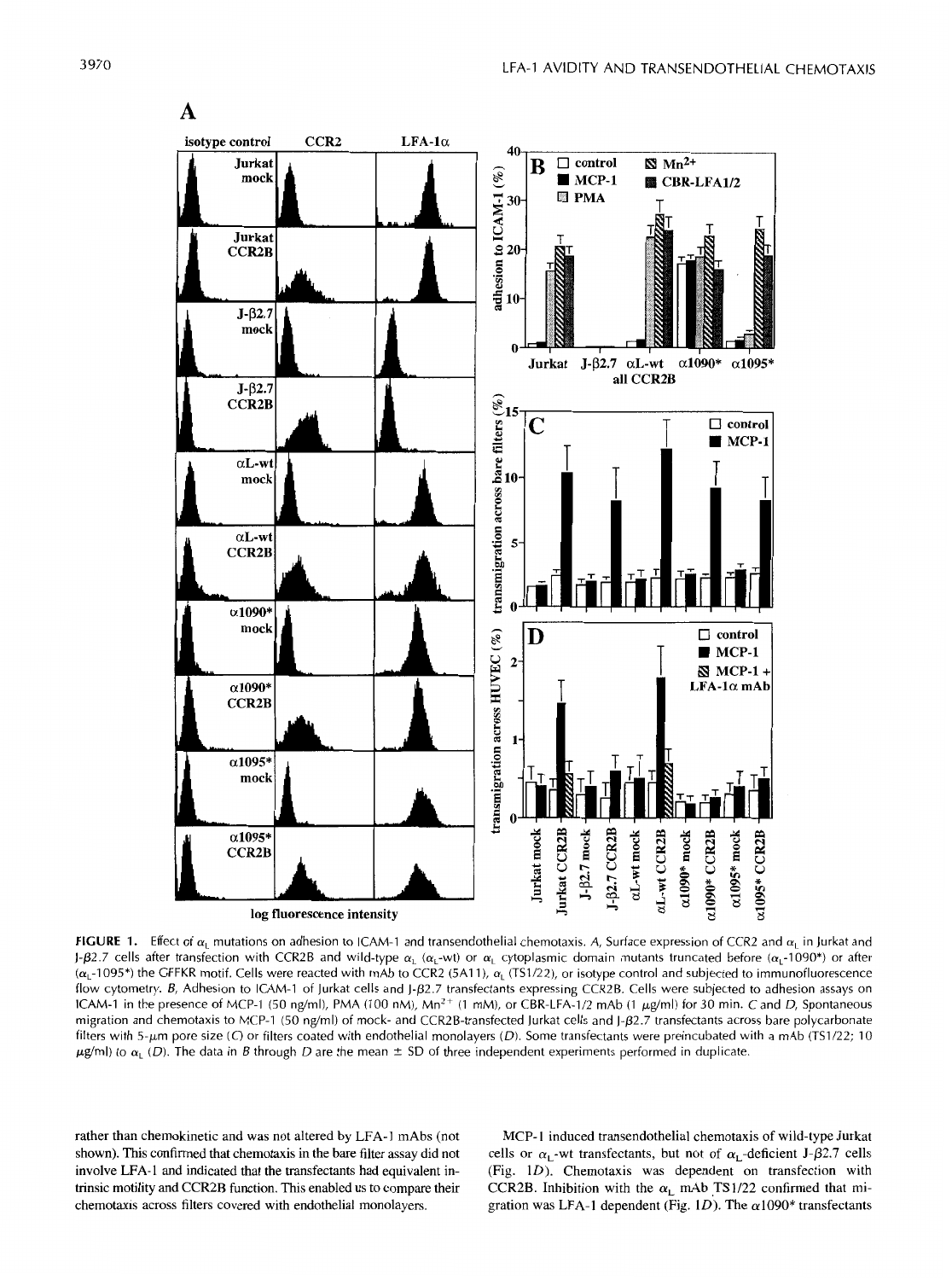**FIGURE 1.** Effect of $\alpha_L$ mutations on adhesion to ICAM-1 and transendothelial chemotaxis. *A*, Surface expression of CCR2 and $\alpha_L$ in Jurkat and J-β2.7 cells after transfection with CCR2B and wild-type $\alpha_L$ ($\alpha_L$-wt) or $\alpha_L$ cytoplasmic domain mutants truncated before ($\alpha_L$-1090*) or after ($\alpha_L$-1095*) the GFFKR motif. Cells were reacted with mAb to CCR2 (5A11), $\alpha_L$ (TS1/22), or isotype control and subjected to immunofluorescence flow cytometry. *B*, Adhesion to ICAM-1 of Jurkat cells and J-β2.7 transfectants expressing CCR2B. Cells were subjected to adhesion assays on ICAM-1 in the presence of MCP-1 (50 ng/ml), PMA (100 nM), $Mn^{2+}$ (1 mM), or CBR-LFA-1/2 mAb (1 μg/ml) for 30 min. *C* and *D*, Spontaneous migration and chemotaxis to MCP-1 (50 ng/ml) of mock- and CCR2B-transfected Jurkat cells and J-β2.7 transfectants across bare polycarbonate filters with 5-μm pore size (*C*) or filters coated with endothelial monolayers (*D*). Some transfectants were preincubated with a mAb (TS1/22; 10 μg/ml) to $\alpha_L$ (*D*). The data in *B* through *D* are the mean ± SD of three independent experiments performed in duplicate.

rather than chemokinetic and was not altered by LFA-1 mAbs (not shown). This confirmed that chemotaxis in the bare filter assay did not involve LFA-1 and indicated that the transfectants had equivalent intrinsic motility and CCR2B function. This enabled us to compare their chemotaxis across filters covered with endothelial monolayers.

MCP-1 induced transendothelial chemotaxis of wild-type Jurkat cells or $\alpha_L$-wt transfectants, but not of $\alpha_L$-deficient J-β2.7 cells (Fig. 1*D*). Chemotaxis was dependent on transfection with CCR2B. Inhibition with the $\alpha_L$ mAb TS1/22 confirmed that migration was LFA-1 dependent (Fig. 1*D*). The α1090* transfectants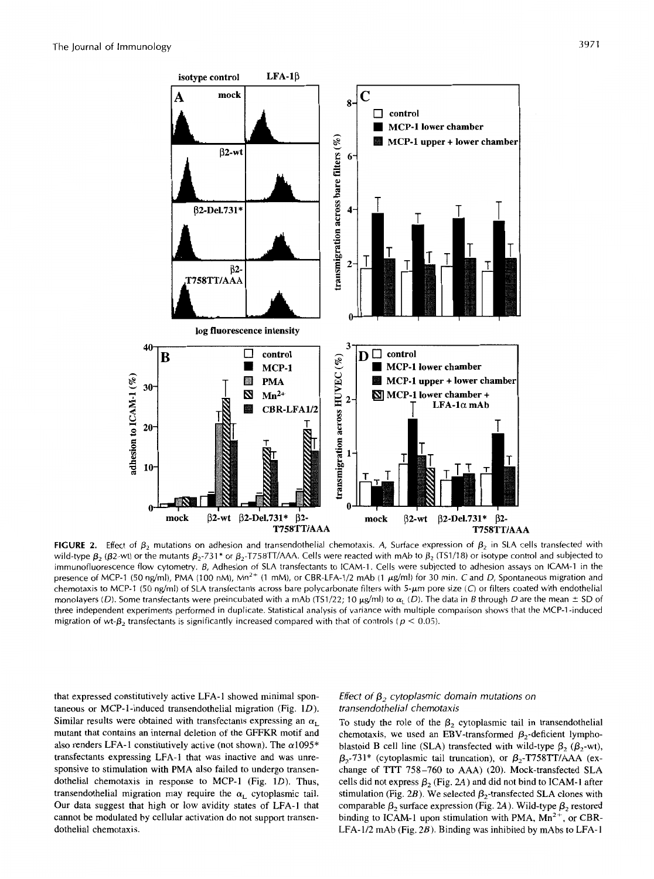**FIGURE 2.** Effect of $\beta_2$ mutations on adhesion and transendothelial chemotaxis. *A*, Surface expression of $\beta_2$ in SLA cells transfected with wild-type $\beta_2$ ($\beta$2-wt) or the mutants $\beta_2$-731* or $\beta_2$-T758TT/AAA. Cells were reacted with mAb to $\beta_2$ (TS1/18) or isotype control and subjected to immunofluorescence flow cytometry. *B*, Adhesion of SLA transfectants to ICAM-1. Cells were subjected to adhesion assays on ICAM-1 in the presence of MCP-1 (50 ng/ml), PMA (100 nM), $Mn^{2+}$ (1 mM), or CBR-LFA-1/2 mAb (1 $\mu$g/ml) for 30 min. *C* and *D*, Spontaneous migration and chemotaxis to MCP-1 (50 ng/ml) of SLA transfectants across bare polycarbonate filters with 5-$\mu$m pore size (*C*) or filters coated with endothelial monolayers (*D*). Some transfectants were preincubated with a mAb (TS1/22; 10 $\mu$g/ml) to $\alpha_L$ (*D*). The data in *B* through *D* are the mean ± SD of three independent experiments performed in duplicate. Statistical analysis of variance with multiple comparison shows that the MCP-1-induced migration of wt-$\beta_2$ transfectants is significantly increased compared with that of controls ($p < 0.05$).

that expressed constitutively active LFA-1 showed minimal spontaneous or MCP-1-induced transendothelial migration (Fig. 1*D*). Similar results were obtained with transfectants expressing an $\alpha_L$ mutant that contains an internal deletion of the GFFKR motif and also renders LFA-1 constitutively active (not shown). The $\alpha$1095* transfectants expressing LFA-1 that was inactive and was unresponsive to stimulation with PMA also failed to undergo transendothelial chemotaxis in response to MCP-1 (Fig. 1*D*). Thus, transendothelial migration may require the $\alpha_L$ cytoplasmic tail. Our data suggest that high or low avidity states of LFA-1 that cannot be modulated by cellular activation do not support transendothelial chemotaxis.

### *Effect of $\beta_2$ cytoplasmic domain mutations on transendothelial chemotaxis*

To study the role of the $\beta_2$ cytoplasmic tail in transendothelial chemotaxis, we used an EBV-transformed $\beta_2$-deficient lymphoblastoid B cell line (SLA) transfected with wild-type $\beta_2$ ($\beta_2$-wt), $\beta_2$-731* (cytoplasmic tail truncation), or $\beta_2$-T758TT/AAA (exchange of TTT 758–760 to AAA) (20). Mock-transfected SLA cells did not express $\beta_2$ (Fig. 2*A*) and did not bind to ICAM-1 after stimulation (Fig. 2*B*). We selected $\beta_2$-transfected SLA clones with comparable $\beta_2$ surface expression (Fig. 2*A*). Wild-type $\beta_2$ restored binding to ICAM-1 upon stimulation with PMA, $Mn^{2+}$, or CBR-LFA-1/2 mAb (Fig. 2*B*). Binding was inhibited by mAbs to LFA-1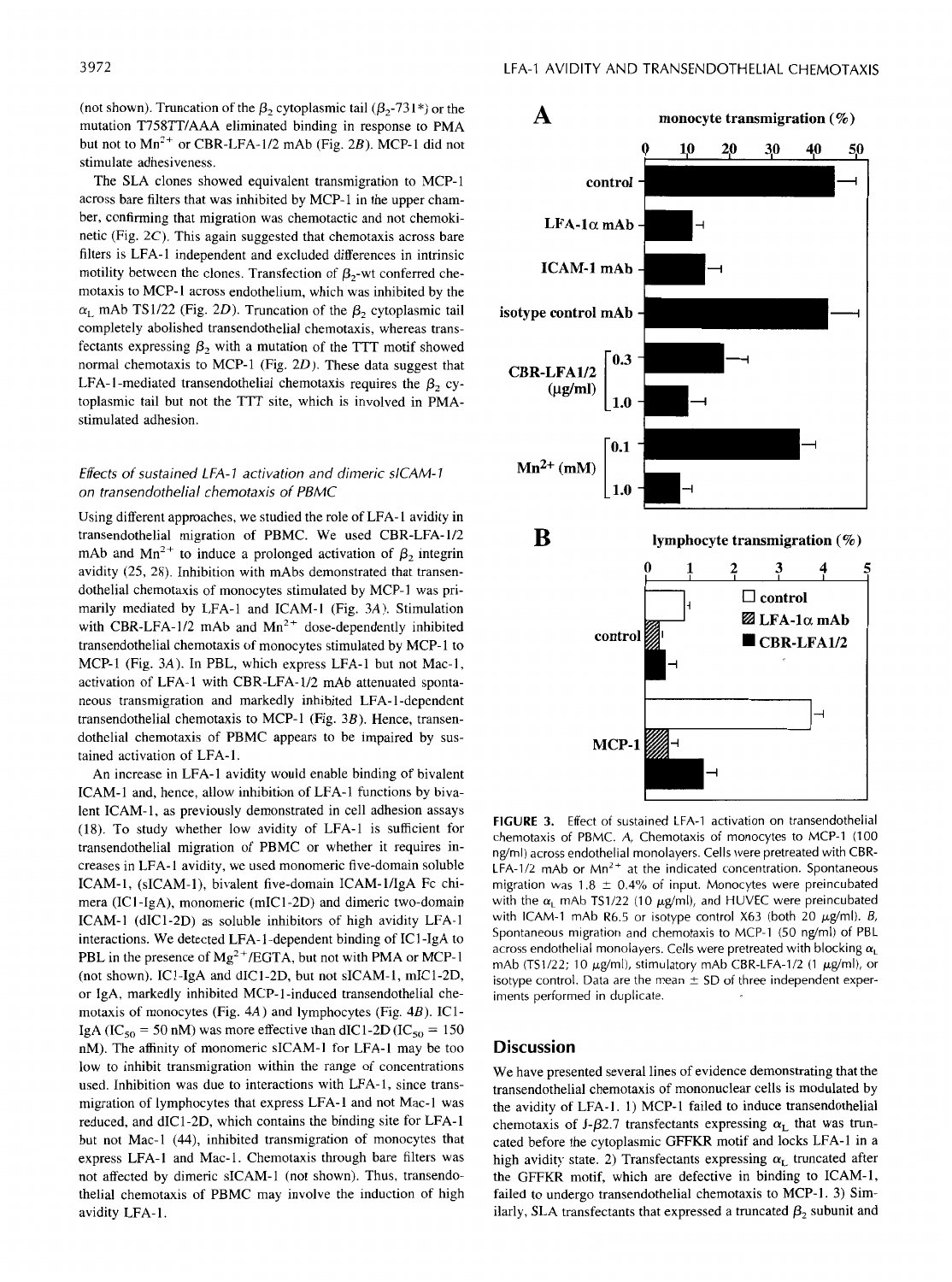(not shown). Truncation of the $\beta_2$ cytoplasmic tail ($\beta_2$-731*) or the mutation T758TT/AAA eliminated binding in response to PMA but not to $Mn^{2+}$ or CBR-LFA-1/2 mAb (Fig. 2*B*). MCP-1 did not stimulate adhesiveness.

The SLA clones showed equivalent transmigration to MCP-1 across bare filters that was inhibited by MCP-1 in the upper chamber, confirming that migration was chemotactic and not chemokinetic (Fig. 2*C*). This again suggested that chemotaxis across bare filters is LFA-1 independent and excluded differences in intrinsic motility between the clones. Transfection of $\beta_2$-wt conferred chemotaxis to MCP-1 across endothelium, which was inhibited by the $\alpha_L$ mAb TS1/22 (Fig. 2*D*). Truncation of the $\beta_2$ cytoplasmic tail completely abolished transendothelial chemotaxis, whereas transfectants expressing $\beta_2$ with a mutation of the TTT motif showed normal chemotaxis to MCP-1 (Fig. 2*D*). These data suggest that LFA-1-mediated transendothelial chemotaxis requires the $\beta_2$ cytoplasmic tail but not the TTT site, which is involved in PMA-stimulated adhesion.

### *Effects of sustained LFA-1 activation and dimeric sICAM-1 on transendothelial chemotaxis of PBMC*

Using different approaches, we studied the role of LFA-1 avidity in transendothelial migration of PBMC. We used CBR-LFA-1/2 mAb and $Mn^{2+}$ to induce a prolonged activation of $\beta_2$ integrin avidity (25, 28). Inhibition with mAbs demonstrated that transendothelial chemotaxis of monocytes stimulated by MCP-1 was primarily mediated by LFA-1 and ICAM-1 (Fig. 3*A*). Stimulation with CBR-LFA-1/2 mAb and $Mn^{2+}$ dose-dependently inhibited transendothelial chemotaxis of monocytes stimulated by MCP-1 to MCP-1 (Fig. 3*A*). In PBL, which express LFA-1 but not Mac-1, activation of LFA-1 with CBR-LFA-1/2 mAb attenuated spontaneous transmigration and markedly inhibited LFA-1-dependent transendothelial chemotaxis to MCP-1 (Fig. 3*B*). Hence, transendothelial chemotaxis of PBMC appears to be impaired by sustained activation of LFA-1.

An increase in LFA-1 avidity would enable binding of bivalent ICAM-1 and, hence, allow inhibition of LFA-1 functions by bivalent ICAM-1, as previously demonstrated in cell adhesion assays (18). To study whether low avidity of LFA-1 is sufficient for transendothelial migration of PBMC or whether it requires increases in LFA-1 avidity, we used monomeric five-domain soluble ICAM-1, (sICAM-1), bivalent five-domain ICAM-1/IgA Fc chimera (IC1-IgA), monomeric (mIC1-2D) and dimeric two-domain ICAM-1 (dIC1-2D) as soluble inhibitors of high avidity LFA-1 interactions. We detected LFA-1-dependent binding of IC1-IgA to PBL in the presence of $Mg^{2+}$/EGTA, but not with PMA or MCP-1 (not shown). IC1-IgA and dIC1-2D, but not sICAM-1, mIC1-2D, or IgA, markedly inhibited MCP-1-induced transendothelial chemotaxis of monocytes (Fig. 4*A*) and lymphocytes (Fig. 4*B*). IC1-IgA ($IC_{50}$ = 50 nM) was more effective than dIC1-2D ($IC_{50}$ = 150 nM). The affinity of monomeric sICAM-1 for LFA-1 may be too low to inhibit transmigration within the range of concentrations used. Inhibition was due to interactions with LFA-1, since transmigration of lymphocytes that express LFA-1 and not Mac-1 was reduced, and dIC1-2D, which contains the binding site for LFA-1 but not Mac-1 (44), inhibited transmigration of monocytes that express LFA-1 and Mac-1. Chemotaxis through bare filters was not affected by dimeric sICAM-1 (not shown). Thus, transendothelial chemotaxis of PBMC may involve the induction of high avidity LFA-1.

**FIGURE 3.** Effect of sustained LFA-1 activation on transendothelial chemotaxis of PBMC. *A*, Chemotaxis of monocytes to MCP-1 (100 ng/ml) across endothelial monolayers. Cells were pretreated with CBR-LFA-1/2 mAb or $Mn^{2+}$ at the indicated concentration. Spontaneous migration was 1.8 ± 0.4% of input. Monocytes were preincubated with the $\alpha_L$ mAb TS1/22 (10 μg/ml), and HUVEC were preincubated with ICAM-1 mAb R6.5 or isotype control X63 (both 20 μg/ml). *B*, Spontaneous migration and chemotaxis to MCP-1 (50 ng/ml) of PBL across endothelial monolayers. Cells were pretreated with blocking $\alpha_L$ mAb (TS1/22; 10 μg/ml), stimulatory mAb CBR-LFA-1/2 (1 μg/ml), or isotype control. Data are the mean ± SD of three independent experiments performed in duplicate.

## Discussion

We have presented several lines of evidence demonstrating that the transendothelial chemotaxis of mononuclear cells is modulated by the avidity of LFA-1. 1) MCP-1 failed to induce transendothelial chemotaxis of J-$\beta$2.7 transfectants expressing $\alpha_L$ that was truncated before the cytoplasmic GFFKR motif and locks LFA-1 in a high avidity state. 2) Transfectants expressing $\alpha_L$ truncated after the GFFKR motif, which are defective in binding to ICAM-1, failed to undergo transendothelial chemotaxis to MCP-1. 3) Similarly, SLA transfectants that expressed a truncated $\beta_2$ subunit and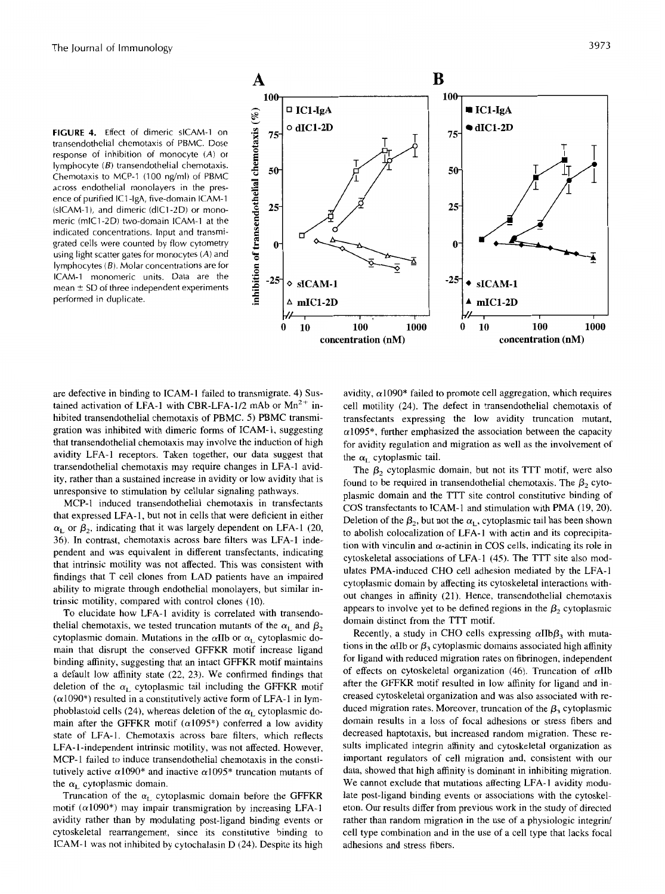**FIGURE 4.** Effect of dimeric sICAM-1 on transendothelial chemotaxis of PBMC. Dose response of inhibition of monocyte (*A*) or lymphocyte (*B*) transendothelial chemotaxis. Chemotaxis to MCP-1 (100 ng/ml) of PBMC across endothelial monolayers in the presence of purified IC1-IgA, five-domain ICAM-1 (sICAM-1), and dimeric (dIC1-2D) or monomeric (mIC1-2D) two-domain ICAM-1 at the indicated concentrations. Input and transmigrated cells were counted by flow cytometry using light scatter gates for monocytes (*A*) and lymphocytes (*B*). Molar concentrations are for ICAM-1 monomeric units. Data are the mean ± SD of three independent experiments performed in duplicate.

are defective in binding to ICAM-1 failed to transmigrate. 4) Sustained activation of LFA-1 with CBR-LFA-1/2 mAb or $Mn^{2+}$ inhibited transendothelial chemotaxis of PBMC. 5) PBMC transmigration was inhibited with dimeric forms of ICAM-1, suggesting that transendothelial chemotaxis may involve the induction of high avidity LFA-1 receptors. Taken together, our data suggest that transendothelial chemotaxis may require changes in LFA-1 avidity, rather than a sustained increase in avidity or low avidity that is unresponsive to stimulation by cellular signaling pathways.

MCP-1 induced transendothelial chemotaxis in transfectants that expressed LFA-1, but not in cells that were deficient in either $\alpha_L$ or $\beta_2$, indicating that it was largely dependent on LFA-1 (20, 36). In contrast, chemotaxis across bare filters was LFA-1 independent and was equivalent in different transfectants, indicating that intrinsic motility was not affected. This was consistent with findings that T cell clones from LAD patients have an impaired ability to migrate through endothelial monolayers, but similar intrinsic motility, compared with control clones (10).

To elucidate how LFA-1 avidity is correlated with transendothelial chemotaxis, we tested truncation mutants of the $\alpha_L$ and $\beta_2$ cytoplasmic domain. Mutations in the $\alpha$IIb or $\alpha_L$ cytoplasmic domain that disrupt the conserved GFFKR motif increase ligand binding affinity, suggesting that an intact GFFKR motif maintains a default low affinity state (22, 23). We confirmed findings that deletion of the $\alpha_L$ cytoplasmic tail including the GFFKR motif ($\alpha$1090*) resulted in a constitutively active form of LFA-1 in lymphoblastoid cells (24), whereas deletion of the $\alpha_L$ cytoplasmic domain after the GFFKR motif ($\alpha$1095*) conferred a low avidity state of LFA-1. Chemotaxis across bare filters, which reflects LFA-1-independent intrinsic motility, was not affected. However, MCP-1 failed to induce transendothelial chemotaxis in the constitutively active $\alpha$1090* and inactive $\alpha$1095* truncation mutants of the $\alpha_L$ cytoplasmic domain.

Truncation of the $\alpha_L$ cytoplasmic domain before the GFFKR motif ($\alpha$1090*) may impair transmigration by increasing LFA-1 avidity rather than by modulating post-ligand binding events or cytoskeletal rearrangement, since its constitutive binding to ICAM-1 was not inhibited by cytochalasin D (24). Despite its high avidity, $\alpha$1090* failed to promote cell aggregation, which requires cell motility (24). The defect in transendothelial chemotaxis of transfectants expressing the low avidity truncation mutant, $\alpha$1095*, further emphasized the association between the capacity for avidity regulation and migration as well as the involvement of the $\alpha_L$ cytoplasmic tail.

The $\beta_2$ cytoplasmic domain, but not its TTT motif, were also found to be required in transendothelial chemotaxis. The $\beta_2$ cytoplasmic domain and the TTT site control constitutive binding of COS transfectants to ICAM-1 and stimulation with PMA (19, 20). Deletion of the $\beta_2$, but not the $\alpha_L$, cytoplasmic tail has been shown to abolish colocalization of LFA-1 with actin and its coprecipitation with vinculin and $\alpha$-actinin in COS cells, indicating its role in cytoskeletal associations of LFA-1 (45). The TTT site also modulates PMA-induced CHO cell adhesion mediated by the LFA-1 cytoplasmic domain by affecting its cytoskeletal interactions without changes in affinity (21). Hence, transendothelial chemotaxis appears to involve yet to be defined regions in the $\beta_2$ cytoplasmic domain distinct from the TTT motif.

Recently, a study in CHO cells expressing $\alpha$IIb$\beta_3$ with mutations in the $\alpha$IIb or $\beta_3$ cytoplasmic domains associated high affinity for ligand with reduced migration rates on fibrinogen, independent of effects on cytoskeletal organization (46). Truncation of $\alpha$IIb after the GFFKR motif resulted in low affinity for ligand and increased cytoskeletal organization and was also associated with reduced migration rates. Moreover, truncation of the $\beta_3$ cytoplasmic domain results in a loss of focal adhesions or stress fibers and decreased haptotaxis, but increased random migration. These results implicated integrin affinity and cytoskeletal organization as important regulators of cell migration and, consistent with our data, showed that high affinity is dominant in inhibiting migration. We cannot exclude that mutations affecting LFA-1 avidity modulate post-ligand binding events or associations with the cytoskeleton. Our results differ from previous work in the study of directed rather than random migration in the use of a physiologic integrin/cell type combination and in the use of a cell type that lacks focal adhesions and stress fibers.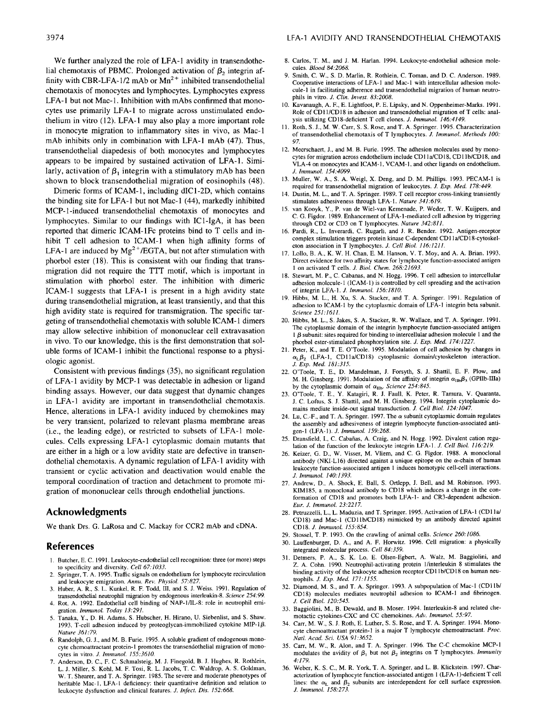We further analyzed the role of LFA-1 avidity in transendothelial chemotaxis of PBMC. Prolonged activation of $\beta_2$ integrin affinity with CBR-LFA-1/2 mAb or $Mn^{2+}$ inhibited transendothelial chemotaxis of monocytes and lymphocytes. Lymphocytes express LFA-1 but not Mac-1. Inhibition with mAbs confirmed that monocytes use primarily LFA-1 to migrate across unstimulated endothelium in vitro (12). LFA-1 may also play a more important role in monocyte migration to inflammatory sites in vivo, as Mac-1 mAb inhibits only in combination with LFA-1 mAb (47). Thus, transendothelial diapedesis of both monocytes and lymphocytes appears to be impaired by sustained activation of LFA-1. Similarly, activation of $\beta_1$ integrin with a stimulatory mAb has been shown to block transendothelial migration of eosinophils (48).

Dimeric forms of ICAM-1, including dIC1-2D, which contains the binding site for LFA-1 but not Mac-1 (44), markedly inhibited MCP-1-induced transendothelial chemotaxis of monocytes and lymphocytes. Similar to our findings with IC1-IgA, it has been reported that dimeric ICAM-1Fc proteins bind to T cells and inhibit T cell adhesion to ICAM-1 when high affinity forms of LFA-1 are induced by $Mg^{2+}$/EGTA, but not after stimulation with phorbol ester (18). This is consistent with our finding that transmigration did not require the TTT motif, which is important in stimulation with phorbol ester. The inhibition with dimeric ICAM-1 suggests that LFA-1 is present in a high avidity state during transendothelial migration, at least transiently, and that this high avidity state is required for transmigration. The specific targeting of transendothelial chemotaxis with soluble ICAM-1 dimers may allow selective inhibition of mononuclear cell extravasation in vivo. To our knowledge, this is the first demonstration that soluble forms of ICAM-1 inhibit the functional response to a physiologic agonist.

Consistent with previous findings (35), no significant regulation of LFA-1 avidity by MCP-1 was detectable in adhesion or ligand binding assays. However, our data suggest that dynamic changes in LFA-1 avidity are important in transendothelial chemotaxis. Hence, alterations in LFA-1 avidity induced by chemokines may be very transient, polarized to relevant plasma membrane areas (i.e., the leading edge), or restricted to subsets of LFA-1 molecules. Cells expressing LFA-1 cytoplasmic domain mutants that are either in a high or a low avidity state are defective in transendothelial chemotaxis. A dynamic regulation of LFA-1 avidity with transient or cyclic activation and deactivation would enable the temporal coordination of traction and detachment to promote migration of mononuclear cells through endothelial junctions.

## Acknowledgments

We thank Drs. G. LaRosa and C. Mackay for CCR2 mAb and cDNA.

## References

1. Butcher, E. C. 1991. Leukocyte-endothelial cell recognition: three (or more) steps to specificity and diversity. *Cell 67:1033.*
2. Springer, T. A. 1995. Traffic signals on endothelium for lymphocyte recirculation and leukocyte emigration. *Annu. Rev. Physiol. 57:827.*
3. Huber, A. R., S. L. Kunkel, R. F. Todd, III, and S. J. Weiss. 1991. Regulation of transendothelial neutrophil migration by endogenous interleukin-8. *Science 254:99.*
4. Rot, A. 1992. Endothelial cell binding of NAP-1/IL-8: role in neutrophil emigration. *Immunol. Today 13:291.*
5. Tanaka, Y., D. H. Adams, S. Hubscher, H. Hirano, U. Siebenlist, and S. Shaw. 1993. T-cell adhesion induced by proteoglycan-immobilized cytokine MIP-1β. *Nature 361:79.*
6. Randolph, G. J., and M. B. Furie. 1995. A soluble gradient of endogenous monocyte chemoattractant protein-1 promotes the transendothelial migration of monocytes in vitro. *J. Immunol. 155:3610.*
7. Anderson, D. C., F. C. Schmalsteig, M. J. Finegold, B. J. Hughes, R. Rothlein, L. J. Miller, S. Kohl, M. F. Tosi, R. L. Jacobs, T. C. Waldrop, A. S. Goldman, W. T. Shearer, and T. A. Springer. 1985. The severe and moderate phenotypes of heritable Mac-1, LFA-1 deficiency: their quantitative definition and relation to leukocyte dysfunction and clinical features. *J. Infect. Dis. 152:668.*
8. Carlos, T. M., and J. M. Harlan. 1994. Leukocyte-endothelial adhesion molecules. *Blood 84:2068.*
9. Smith, C. W., S. D. Marlin, R. Rothlein, C. Toman, and D. C. Anderson. 1989. Cooperative interactions of LFA-1 and Mac-1 with intercellular adhesion molecule-1 in facilitating adherence and transendothelial migration of human neutrophils in vitro. *J. Clin. Invest. 83:2008.*
10. Kavanaugh, A. F., E. Lightfoot, P. E. Lipsky, and N. Oppenheimer-Marks. 1991. Role of CD11/CD18 in adhesion and transendothelial migration of T cells: analysis utilizing CD18-deficient T cell clones. *J. Immunol. 146:4149.*
11. Roth, S. J., M. W. Carr, S. S. Rose, and T. A. Springer. 1995. Characterization of transendothelial chemotaxis of T lymphocytes. *J. Immunol. Methods 100:97.*
12. Meerschaert, J., and M. B. Furie. 1995. The adhesion molecules used by monocytes for migration across endothelium include CD11a/CD18, CD11b/CD18, and VLA-4 on monocytes and ICAM-1, VCAM-1, and other ligands on endothelium. *J. Immunol. 154:4099.*
13. Muller, W. A., S. A. Weigl, X. Deng, and D. M. Phillips. 1993. PECAM-1 is required for transendothelial migration of leukocytes. *J. Exp. Med. 178:449.*
14. Dustin, M. L., and T. A. Springer. 1989. T cell receptor cross-linking transiently stimulates adhesiveness through LFA-1. *Nature 341:619.*
15. van Kooyk, Y., P. van de Wiel-van Kemenade, P. Weder, T. W. Kuijpers, and C. G. Figdor. 1989. Enhancement of LFA-1-mediated cell adhesion by triggering through CD2 or CD3 on T lymphocytes. *Nature 342:811.*
16. Pardi, R., L. Inverardi, C. Rugarli, and J. R. Bender. 1992. Antigen-receptor complex stimulation triggers protein kinase C-dependent CD11a/CD18-cytoskeleton association in T lymphocytes. *J. Cell Biol. 116:1211.*
17. Lollo, B. A., K. W. H. Chan, E. M. Hanson, V. T. Moy, and A. A. Brian. 1993. Direct evidence for two affinity states for lymphocyte function-associated antigen 1 on activated T cells. *J. Biol. Chem. 268:21693.*
18. Stewart, M. P., C. Cabanas, and N. Hogg. 1996. T cell adhesion to intercellular adhesion molecule-1 (ICAM-1) is controlled by cell spreading and the activation of integrin LFA-1. *J. Immunol. 156:1810.*
19. Hibbs, M. L., H. Xu, S. A. Stacker, and T. A. Springer. 1991. Regulation of adhesion to ICAM-1 by the cytoplasmic domain of LFA-1 integrin beta subunit. *Science 251:1611.*
20. Hibbs, M. L., S. Jakes, S. A. Stacker, R. W. Wallace, and T. A. Springer. 1991. The cytoplasmic domain of the integrin lymphocyte function-associated antigen 1 β subunit: sites required for binding to intercellular adhesion molecule 1 and the phorbol ester-stimulated phosphorylation site. *J. Exp. Med. 174:1227.*
21. Peter, K., and T. E. O'Toole. 1995. Modulation of cell adhesion by changes in $\alpha_L\beta_2$ (LFA-1, CD11a/CD18) cytoplasmic domain/cytoskeleton interaction. *J. Exp. Med. 181:315.*
22. O'Toole, T. E., D. Mandelman, J. Forsyth, S. J. Shattil, E. F. Plow, and M. H. Ginsberg. 1991. Modulation of the affinity of integrin $\alpha_{IIb}\beta_3$ (GPIIb-IIIa) by the cytoplasmic domain of $\alpha_{IIb}$. *Science 254:845.*
23. O'Toole, T. E., Y. Katagiri, R. J. Faull, K. Peter, R. Tamura, V. Quaranta, J. C. Loftus, S. J. Shattil, and M. H. Ginsberg. 1994. Integrin cytoplasmic domains mediate inside-out signal transduction. *J. Cell Biol. 124:1047.*
24. Lu, C.-F., and T. A. Springer. 1997. The α subunit cytoplasmic domain regulates the assembly and adhesiveness of integrin lymphocyte function-associated antigen-1 (LFA-1). *J. Immunol. 159:268.*
25. Dransfield, I., C. Cabañas, A. Craig, and N. Hogg. 1992. Divalent cation regulation of the function of the leukocyte integrin LFA-1. *J. Cell Biol. 116:219.*
26. Keizer, G. D., W. Visser, M. Vliem, and C. G. Figdor. 1988. A monoclonal antibody (NKI-L16) directed against a unique epitope on the α-chain of human leukocyte function-associated antigen 1 induces homotypic cell-cell interactions. *J. Immunol. 140:1393.*
27. Andrew, D., A. Shock, E. Ball, S. Ortlepp, J. Bell, and M. Robinson. 1993. KIM185, a monoclonal antibody to CD18 which induces a change in the conformation of CD18 and promotes both LFA-1- and CR3-dependent adhesion. *Eur. J. Immunol. 23:2217.*
28. Petruzzelli, L., L. Maduzia, and T. Springer. 1995. Activation of LFA-1 (CD11a/CD18) and Mac-1 (CD11b/CD18) mimicked by an antibody directed against CD18. *J. Immunol. 155:854.*
29. Stossel, T. P. 1993. On the crawling of animal cells. *Science 260:1086.*
30. Lauffenburger, D. A., and A. F. Horwitz. 1996. Cell migration: a physically integrated molecular process. *Cell 84:359.*
31. Detmers, P. A., S. K. Lo, E. Olsen-Egbert, A. Walz, M. Baggiolini, and Z. A. Cohn. 1990. Neutrophil-activating protein 1/interleukin 8 stimulates the binding activity of the leukocyte adhesion receptor CD11b/CD18 on human neutrophils. *J. Exp. Med. 171:1155.*
32. Diamond, M. S., and T. A. Springer. 1993. A subpopulation of Mac-1 (CD11b/CD18) molecules mediates neutrophil adhesion to ICAM-1 and fibrinogen. *J. Cell Biol. 120:545.*
33. Baggiolini, M., B. Dewald, and B. Moser. 1994. Interleukin-8 and related chemotactic cytokines-CXC and CC chemokines. *Adv. Immunol. 55:97.*
34. Carr, M. W., S. J. Roth, E. Luther, S. S. Rose, and T. A. Springer. 1994. Monocyte chemoattractant protein-1 is a major T lymphocyte chemoattractant. *Proc. Natl. Acad. Sci. USA 91:3652.*
35. Carr, M. W., R. Alon, and T. A. Springer. 1996. The C-C chemokine MCP-1 modulates the avidity of $\beta_1$ but not $\beta_2$ integrins on T lymphocytes. *Immunity 4:179.*
36. Weber, K. S. C., M. R. York, T. A. Springer, and L. B. Klickstein. 1997. Characterization of lymphocyte function-associated antigen 1 (LFA-1)-deficient T cell lines: the $\alpha_L$ and $\beta_2$ subunits are interdependent for cell surface expression. *J. Immunol. 158:273.*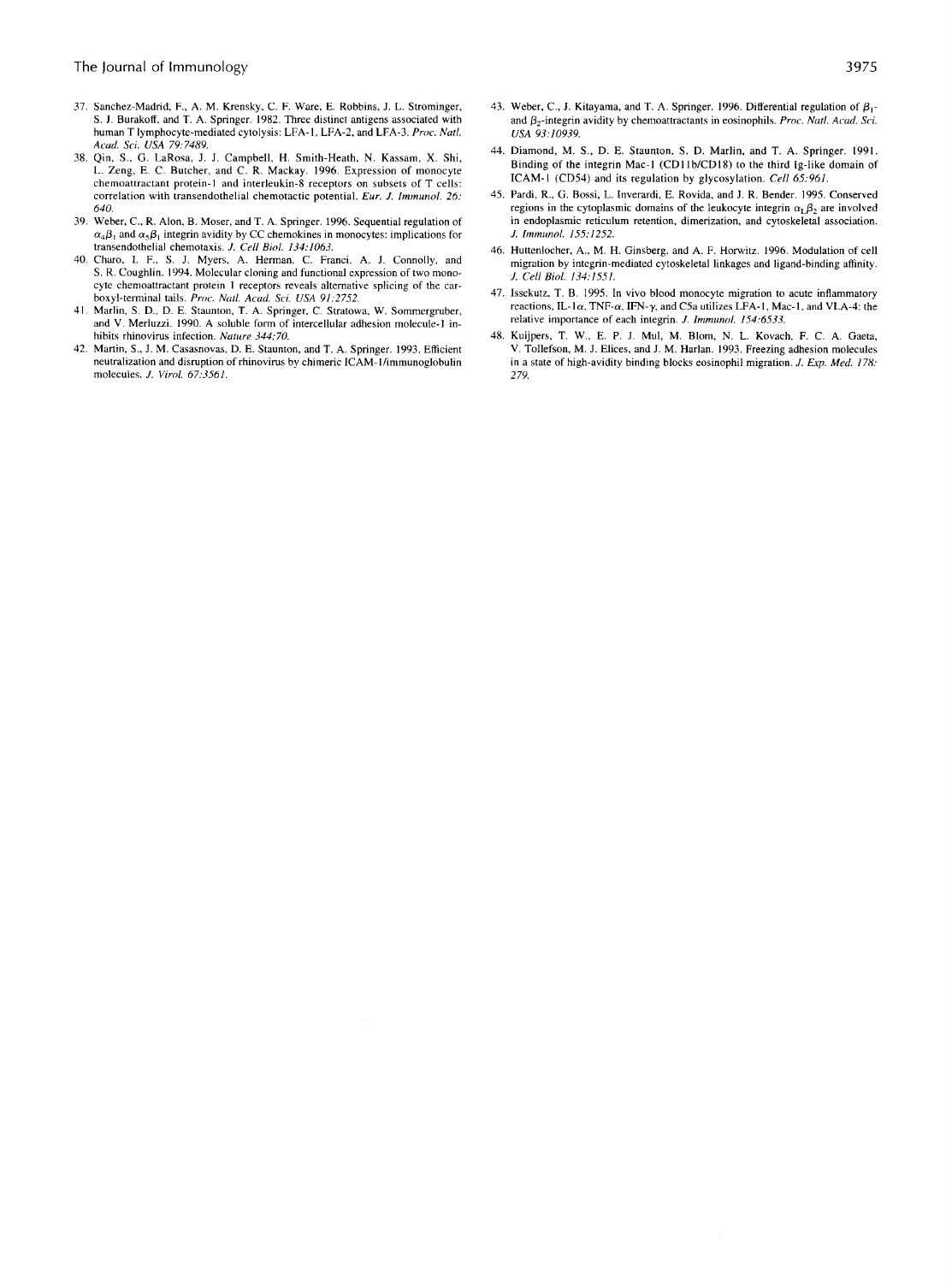37. Sanchez-Madrid, F., A. M. Krensky, C. F. Ware, E. Robbins, J. L. Strominger, S. J. Burakoff, and T. A. Springer. 1982. Three distinct antigens associated with human T lymphocyte-mediated cytolysis: LFA-1, LFA-2, and LFA-3. *Proc. Natl. Acad. Sci. USA 79:7489.*
38. Qin, S., G. LaRosa, J. J. Campbell, H. Smith-Heath, N. Kassam, X. Shi, L. Zeng, E. C. Butcher, and C. R. Mackay. 1996. Expression of monocyte chemoattractant protein-1 and interleukin-8 receptors on subsets of T cells: correlation with transendothelial chemotactic potential. *Eur. J. Immunol. 26: 640.*
39. Weber, C., R. Alon, B. Moser, and T. A. Springer. 1996. Sequential regulation of $\alpha_4\beta_1$ and $\alpha_5\beta_1$ integrin avidity by CC chemokines in monocytes: implications for transendothelial chemotaxis. *J. Cell Biol. 134:1063.*
40. Charo, I. F., S. J. Myers, A. Herman, C. Franci, A. J. Connolly, and S. R. Coughlin. 1994. Molecular cloning and functional expression of two monocyte chemoattractant protein 1 receptors reveals alternative splicing of the carboxyl-terminal tails. *Proc. Natl. Acad. Sci. USA 91:2752.*
41. Marlin, S. D., D. E. Staunton, T. A. Springer, C. Stratowa, W. Sommergruber, and V. Merluzzi. 1990. A soluble form of intercellular adhesion molecule-1 inhibits rhinovirus infection. *Nature 344:70.*
42. Martin, S., J. M. Casasnovas, D. E. Staunton, and T. A. Springer. 1993. Efficient neutralization and disruption of rhinovirus by chimeric ICAM-1/immunoglobulin molecules. *J. Virol. 67:3561.*
43. Weber, C., J. Kitayama, and T. A. Springer. 1996. Differential regulation of $\beta_1$- and $\beta_2$-integrin avidity by chemoattractants in eosinophils. *Proc. Natl. Acad. Sci. USA 93:10939.*
44. Diamond, M. S., D. E. Staunton, S. D. Marlin, and T. A. Springer. 1991. Binding of the integrin Mac-1 (CD11b/CD18) to the third Ig-like domain of ICAM-1 (CD54) and its regulation by glycosylation. *Cell 65:961.*
45. Pardi, R., G. Bossi, L. Inverardi, E. Rovida, and J. R. Bender. 1995. Conserved regions in the cytoplasmic domains of the leukocyte integrin $\alpha_L\beta_2$ are involved in endoplasmic reticulum retention, dimerization, and cytoskeletal association. *J. Immunol. 155:1252.*
46. Huttenlocher, A., M. H. Ginsberg, and A. F. Horwitz. 1996. Modulation of cell migration by integrin-mediated cytoskeletal linkages and ligand-binding affinity. *J. Cell Biol. 134:1551.*
47. Issekutz, T. B. 1995. In vivo blood monocyte migration to acute inflammatory reactions, IL-1$\alpha$, TNF-$\alpha$, IFN-$\gamma$, and C5a utilizes LFA-1, Mac-1, and VLA-4: the relative importance of each integrin. *J. Immunol. 154:6533.*
48. Kuijpers, T. W., E. P. J. Mul, M. Blom, N. L. Kovach, F. C. A. Gaeta, V. Tollefson, M. J. Elices, and J. M. Harlan. 1993. Freezing adhesion molecules in a state of high-avidity binding blocks eosinophil migration. *J. Exp. Med. 178: 279.*